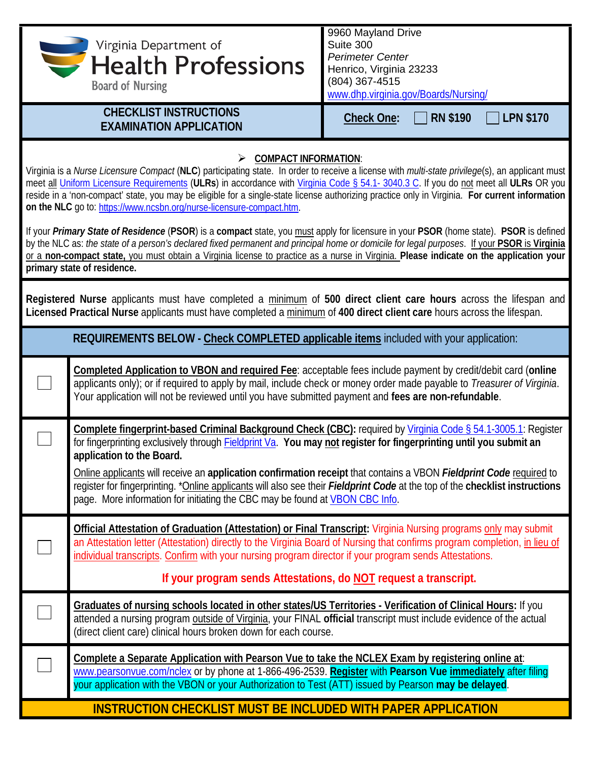# Virginia Department of Health Professions

Board of Nursing

9960 Mayland Drive
Suite 300
*Perimeter Center*
Henrico, Virginia 23233
(804) 367-4515
www.dhp.virginia.gov/Boards/Nursing/

## CHECKLIST INSTRUCTIONS EXAMINATION APPLICATION

**Check One:** ☐ **RN $190** ☐ **LPN $170**

➢ **COMPACT INFORMATION**:

Virginia is a *Nurse Licensure Compact* (**NLC**) participating state. In order to receive a license with *multi-state privilege*(s), an applicant must meet all Uniform Licensure Requirements (**ULRs**) in accordance with Virginia Code § 54.1- 3040.3 C. If you do not meet all **ULRs** OR you reside in a 'non-compact' state, you may be eligible for a single-state license authorizing practice only in Virginia. **For current information on the NLC** go to: https://www.ncsbn.org/nurse-licensure-compact.htm.

If your ***Primary State of Residence*** (**PSOR**) is a **compact** state, you must apply for licensure in your **PSOR** (home state). **PSOR** is defined by the NLC as: *the state of a person's declared fixed permanent and principal home or domicile for legal purposes*. If your **PSOR** is **Virginia** or a **non-compact state,** you must obtain a Virginia license to practice as a nurse in Virginia. **Please indicate on the application your primary state of residence.**

**Registered Nurse** applicants must have completed a minimum of **500 direct client care hours** across the lifespan and **Licensed Practical Nurse** applicants must have completed a minimum of **400 direct client care** hours across the lifespan.

**REQUIREMENTS BELOW - Check COMPLETED applicable items** included with your application:

| | |
|---|---|
| ☐ | **Completed Application to VBON and required Fee**: acceptable fees include payment by credit/debit card (**online** applicants only); or if required to apply by mail, include check or money order made payable to *Treasurer of Virginia*. Your application will not be reviewed until you have submitted payment and **fees are non-refundable**. |
| ☐ | **Complete fingerprint-based Criminal Background Check (CBC):** required by Virginia Code § 54.1-3005.1: Register for fingerprinting exclusively through Fieldprint Va. **You may not register for fingerprinting until you submit an application to the Board.**<br><br>Online applicants will receive an **application confirmation receipt** that contains a VBON ***Fieldprint Code*** required to register for fingerprinting. *Online applicants will also see their ***Fieldprint Code*** at the top of the **checklist instructions** page. More information for initiating the CBC may be found at VBON CBC Info. |
| ☐ | **Official Attestation of Graduation (Attestation) or Final Transcript:** Virginia Nursing programs only may submit an Attestation letter (Attestation) directly to the Virginia Board of Nursing that confirms program completion, in lieu of individual transcripts. Confirm with your nursing program director if your program sends Attestations.<br><br>**If your program sends Attestations, do NOT request a transcript.** |
| ☐ | **Graduates of nursing schools located in other states/US Territories - Verification of Clinical Hours:** If you attended a nursing program outside of Virginia, your FINAL **official** transcript must include evidence of the actual (direct client care) clinical hours broken down for each course. |
| ☐ | **Complete a Separate Application with Pearson Vue to take the NCLEX Exam by registering online at**: www.pearsonvue.com/nclex or by phone at 1-866-496-2539. **Register** with **Pearson Vue immediately** after filing your application with the VBON or your Authorization to Test (ATT) issued by Pearson **may be delayed**. |

**INSTRUCTION CHECKLIST MUST BE INCLUDED WITH PAPER APPLICATION**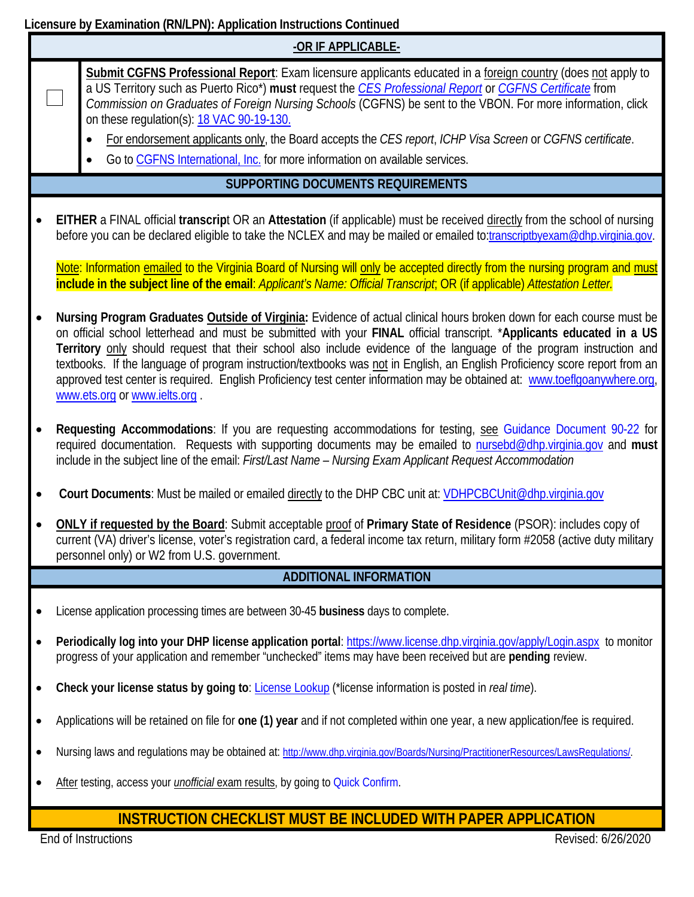## Licensure by Examination (RN/LPN): Application Instructions Continued

**-OR IF APPLICABLE-**

☐ **Submit CGFNS Professional Report**: Exam licensure applicants educated in a foreign country (does not apply to a US Territory such as Puerto Rico*) **must** request the *CES Professional Report* or *CGFNS Certificate* from *Commission on Graduates of Foreign Nursing Schools* (CGFNS) be sent to the VBON. For more information, click on these regulation(s): 18 VAC 90-19-130.

- For endorsement applicants only, the Board accepts the *CES report*, *ICHP Visa Screen* or *CGFNS certificate*.
- Go to CGFNS International, Inc. for more information on available services.

### SUPPORTING DOCUMENTS REQUIREMENTS

- **EITHER** a FINAL official **transcrip**t OR an **Attestation** (if applicable) must be received directly from the school of nursing before you can be declared eligible to take the NCLEX and may be mailed or emailed to:transcriptbyexam@dhp.virginia.gov.

  Note: Information emailed to the Virginia Board of Nursing will only be accepted directly from the nursing program and **must include in the subject line of the email**: *Applicant's Name: Official Transcript*; OR (if applicable) *Attestation Letter.*

- **Nursing Program Graduates Outside of Virginia:** Evidence of actual clinical hours broken down for each course must be on official school letterhead and must be submitted with your **FINAL** official transcript. ***Applicants educated in a US Territory** only should request that their school also include evidence of the language of the program instruction and textbooks. If the language of program instruction/textbooks was not in English, an English Proficiency score report from an approved test center is required. English Proficiency test center information may be obtained at: www.toeflgoanywhere.org, www.ets.org or www.ielts.org .

- **Requesting Accommodations**: If you are requesting accommodations for testing, see Guidance Document 90-22 for required documentation. Requests with supporting documents may be emailed to nursebd@dhp.virginia.gov and **must** include in the subject line of the email: *First/Last Name – Nursing Exam Applicant Request Accommodation*

- **Court Documents**: Must be mailed or emailed directly to the DHP CBC unit at: VDHPCBCUnit@dhp.virginia.gov

- **ONLY if requested by the Board**: Submit acceptable proof of **Primary State of Residence** (PSOR): includes copy of current (VA) driver's license, voter's registration card, a federal income tax return, military form #2058 (active duty military personnel only) or W2 from U.S. government.

### ADDITIONAL INFORMATION

- License application processing times are between 30-45 **business** days to complete.

- **Periodically log into your DHP license application portal**: https://www.license.dhp.virginia.gov/apply/Login.aspx to monitor progress of your application and remember "unchecked" items may have been received but are **pending** review.

- **Check your license status by going to**: License Lookup (*license information is posted in *real time*).

- Applications will be retained on file for **one (1) year** and if not completed within one year, a new application/fee is required.

- Nursing laws and regulations may be obtained at: http://www.dhp.virginia.gov/Boards/Nursing/PractitionerResources/LawsRegulations/.

- After testing, access your *unofficial* exam results, by going to Quick Confirm.

**INSTRUCTION CHECKLIST MUST BE INCLUDED WITH PAPER APPLICATION**

End of Instructions

Revised: 6/26/2020